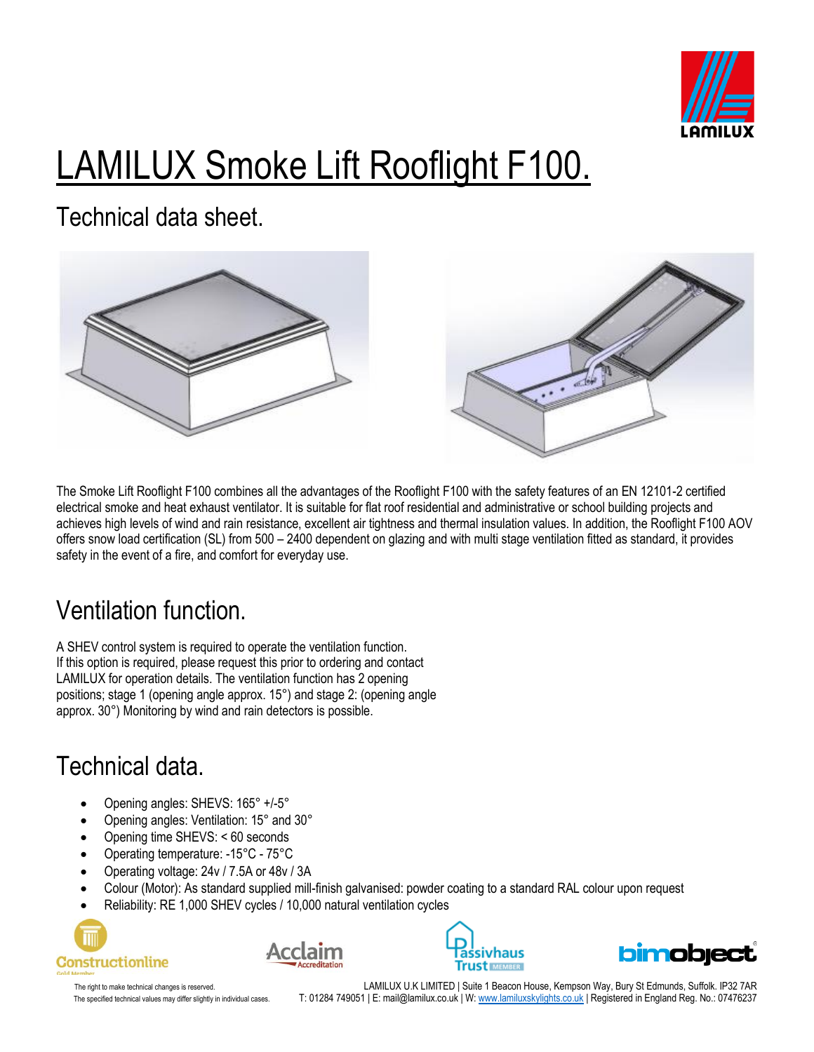# LAMILUX Smoke Lift Rooflight F100.

## Technical data sheet.

The Smoke Lift Rooflight F100 combines all the advantages of the Rooflight F100 with the safety features of an EN 12101-2 certified electrical smoke and heat exhaust ventilator. It is suitable for flat roof residential and administrative or school building projects and achieves high levels of wind and rain resistance, excellent air tightness and thermal insulation values. In addition, the Rooflight F100 AOV offers snow load certification (SL) from 500 – 2400 dependent on glazing and with multi stage ventilation fitted as standard, it provides safety in the event of a fire, and comfort for everyday use.

## Ventilation function.

A SHEV control system is required to operate the ventilation function. If this option is required, please request this prior to ordering and contact LAMILUX for operation details. The ventilation function has 2 opening positions; stage 1 (opening angle approx. 15°) and stage 2: (opening angle approx. 30°) Monitoring by wind and rain detectors is possible.

## Technical data.

- Opening angles: SHEVS: 165° +/-5°
- Opening angles: Ventilation: 15° and 30°
- Opening time SHEVS: < 60 seconds
- Operating temperature: -15°C - 75°C
- Operating voltage: 24v / 7.5A or 48v / 3A
- Colour (Motor): As standard supplied mill-finish galvanised: powder coating to a standard RAL colour upon request
- Reliability: RE 1,000 SHEV cycles / 10,000 natural ventilation cycles

The right to make technical changes is reserved.
The specified technical values may differ slightly in individual cases.

LAMILUX U.K LIMITED | Suite 1 Beacon House, Kempson Way, Bury St Edmunds, Suffolk. IP32 7AR
T: 01284 749051 | E: mail@lamilux.co.uk | W: www.lamiluxskylights.co.uk | Registered in England Reg. No.: 07476237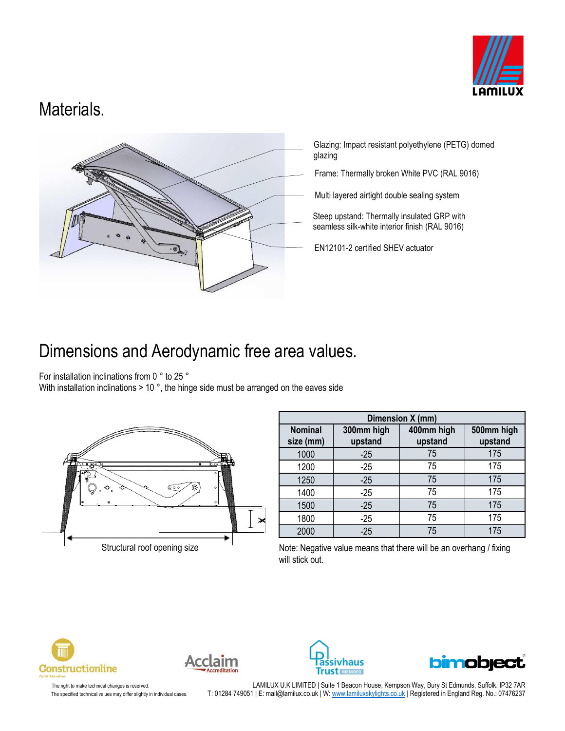# Materials.

Glazing: Impact resistant polyethylene (PETG) domed glazing

Frame: Thermally broken White PVC (RAL 9016)

Multi layered airtight double sealing system

Steep upstand: Thermally insulated GRP with seamless silk-white interior finish (RAL 9016)

EN12101-2 certified SHEV actuator

# Dimensions and Aerodynamic free area values.

For installation inclinations from 0 ° to 25 °
With installation inclinations > 10 °, the hinge side must be arranged on the eaves side

Structural roof opening size

| Dimension X (mm) | | | |
|---|---|---|---|
| Nominal size (mm) | 300mm high upstand | 400mm high upstand | 500mm high upstand |
| 1000 | -25 | 75 | 175 |
| 1200 | -25 | 75 | 175 |
| 1250 | -25 | 75 | 175 |
| 1400 | -25 | 75 | 175 |
| 1500 | -25 | 75 | 175 |
| 1800 | -25 | 75 | 175 |
| 2000 | -25 | 75 | 175 |

Note: Negative value means that there will be an overhang / fixing will stick out.

The right to make technical changes is reserved.
The specified technical values may differ slightly in individual cases.

LAMILUX U.K LIMITED | Suite 1 Beacon House, Kempson Way, Bury St Edmunds, Suffolk. IP32 7AR
T: 01284 749051 | E: mail@lamilux.co.uk | W: www.lamiluxskylights.co.uk | Registered in England Reg. No.: 07476237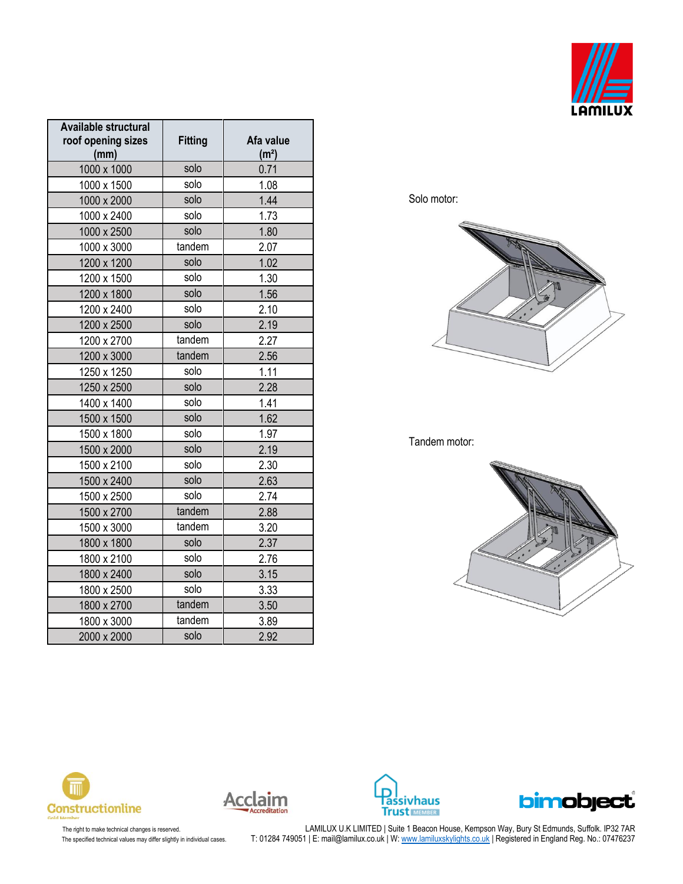| Available structural roof opening sizes (mm) | Fitting | Afa value ($m^2$) |
|---|---|---|
| 1000 x 1000 | solo | 0.71 |
| 1000 x 1500 | solo | 1.08 |
| 1000 x 2000 | solo | 1.44 |
| 1000 x 2400 | solo | 1.73 |
| 1000 x 2500 | solo | 1.80 |
| 1000 x 3000 | tandem | 2.07 |
| 1200 x 1200 | solo | 1.02 |
| 1200 x 1500 | solo | 1.30 |
| 1200 x 1800 | solo | 1.56 |
| 1200 x 2400 | solo | 2.10 |
| 1200 x 2500 | solo | 2.19 |
| 1200 x 2700 | tandem | 2.27 |
| 1200 x 3000 | tandem | 2.56 |
| 1250 x 1250 | solo | 1.11 |
| 1250 x 2500 | solo | 2.28 |
| 1400 x 1400 | solo | 1.41 |
| 1500 x 1500 | solo | 1.62 |
| 1500 x 1800 | solo | 1.97 |
| 1500 x 2000 | solo | 2.19 |
| 1500 x 2100 | solo | 2.30 |
| 1500 x 2400 | solo | 2.63 |
| 1500 x 2500 | solo | 2.74 |
| 1500 x 2700 | tandem | 2.88 |
| 1500 x 3000 | tandem | 3.20 |
| 1800 x 1800 | solo | 2.37 |
| 1800 x 2100 | solo | 2.76 |
| 1800 x 2400 | solo | 3.15 |
| 1800 x 2500 | solo | 3.33 |
| 1800 x 2700 | tandem | 3.50 |
| 1800 x 3000 | tandem | 3.89 |
| 2000 x 2000 | solo | 2.92 |

Solo motor:

Tandem motor:

The right to make technical changes is reserved.
The specified technical values may differ slightly in individual cases.

LAMILUX U.K LIMITED | Suite 1 Beacon House, Kempson Way, Bury St Edmunds, Suffolk. IP32 7AR
T: 01284 749051 | E: mail@lamilux.co.uk | W: www.lamiluxskylights.co.uk | Registered in England Reg. No.: 07476237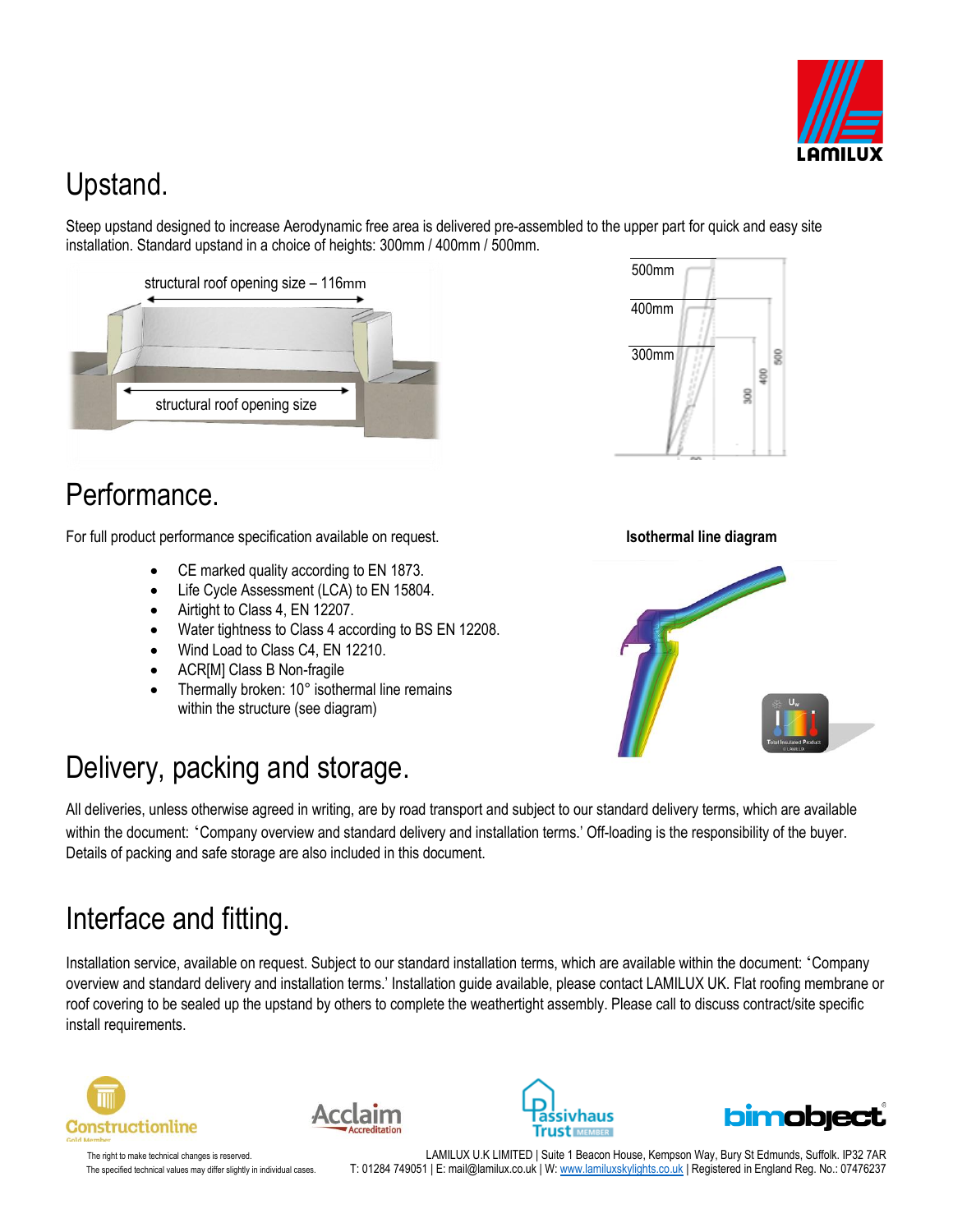# Upstand.

Steep upstand designed to increase Aerodynamic free area is delivered pre-assembled to the upper part for quick and easy site installation. Standard upstand in a choice of heights: 300mm / 400mm / 500mm.

structural roof opening size – 116mm

structural roof opening size

500mm

400mm

300mm

# Performance.

For full product performance specification available on request.

- CE marked quality according to EN 1873.
- Life Cycle Assessment (LCA) to EN 15804.
- Airtight to Class 4, EN 12207.
- Water tightness to Class 4 according to BS EN 12208.
- Wind Load to Class C4, EN 12210.
- ACR[M] Class B Non-fragile
- Thermally broken: 10° isothermal line remains within the structure (see diagram)

**Isothermal line diagram**

# Delivery, packing and storage.

All deliveries, unless otherwise agreed in writing, are by road transport and subject to our standard delivery terms, which are available within the document: 'Company overview and standard delivery and installation terms.' Off-loading is the responsibility of the buyer. Details of packing and safe storage are also included in this document.

# Interface and fitting.

Installation service, available on request. Subject to our standard installation terms, which are available within the document: 'Company overview and standard delivery and installation terms.' Installation guide available, please contact LAMILUX UK. Flat roofing membrane or roof covering to be sealed up the upstand by others to complete the weathertight assembly. Please call to discuss contract/site specific install requirements.

The right to make technical changes is reserved.
The specified technical values may differ slightly in individual cases.

LAMILUX U.K LIMITED | Suite 1 Beacon House, Kempson Way, Bury St Edmunds, Suffolk. IP32 7AR
T: 01284 749051 | E: mail@lamilux.co.uk | W: www.lamiluxskylights.co.uk | Registered in England Reg. No.: 07476237